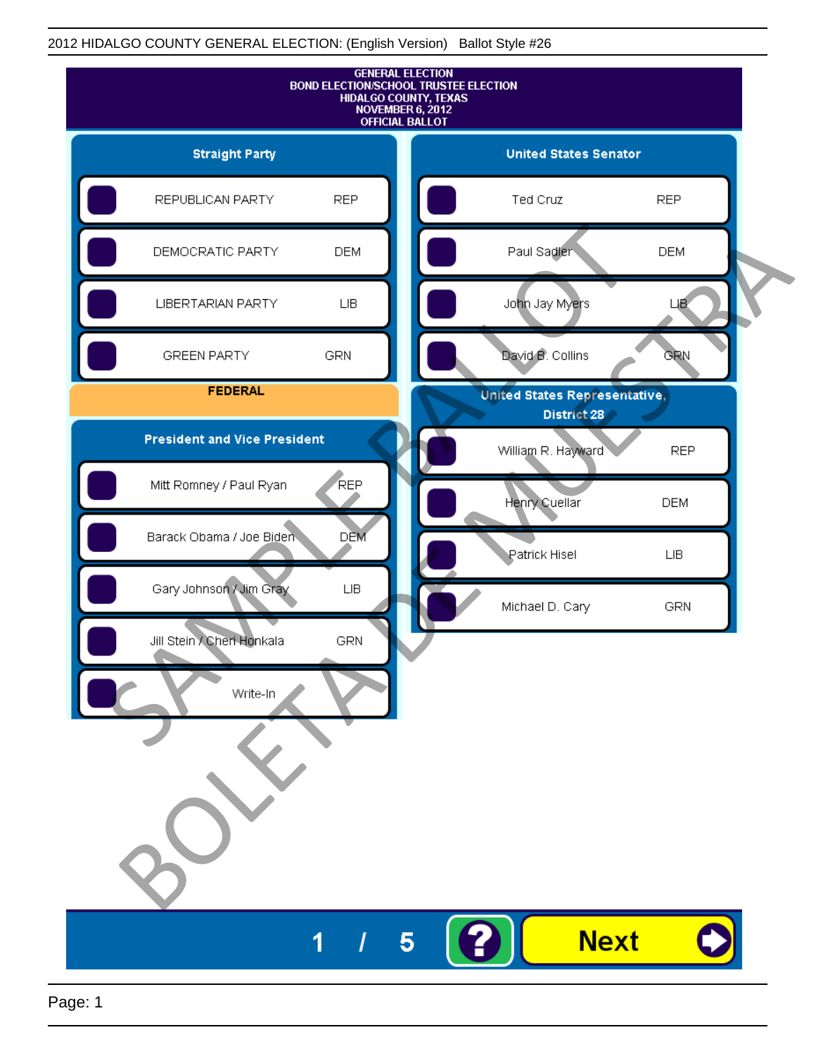2012 HIDALGO COUNTY GENERAL ELECTION: (English Version) Ballot Style #26

# GENERAL ELECTION
## BOND ELECTION/SCHOOL TRUSTEE ELECTION
## HIDALGO COUNTY, TEXAS
## NOVEMBER 6, 2012
## OFFICIAL BALLOT

### Straight Party

| Candidate | Party |
|---|---|
| REPUBLICAN PARTY | REP |
| DEMOCRATIC PARTY | DEM |
| LIBERTARIAN PARTY | LIB |
| GREEN PARTY | GRN |

## FEDERAL

### President and Vice President

| Candidate | Party |
|---|---|
| Mitt Romney / Paul Ryan | REP |
| Barack Obama / Joe Biden | DEM |
| Gary Johnson / Jim Gray | LIB |
| Jill Stein / Cheri Honkala | GRN |
| Write-In | |

### United States Senator

| Candidate | Party |
|---|---|
| Ted Cruz | REP |
| Paul Sadler | DEM |
| John Jay Myers | LIB |
| David B. Collins | GRN |

### United States Representative, District 28

| Candidate | Party |
|---|---|
| William R. Hayward | REP |
| Henry Cuellar | DEM |
| Patrick Hisel | LIB |
| Michael D. Cary | GRN |

SAMPLE BALLOT BOLETA DE MUESTRA

1 / 5 ? Next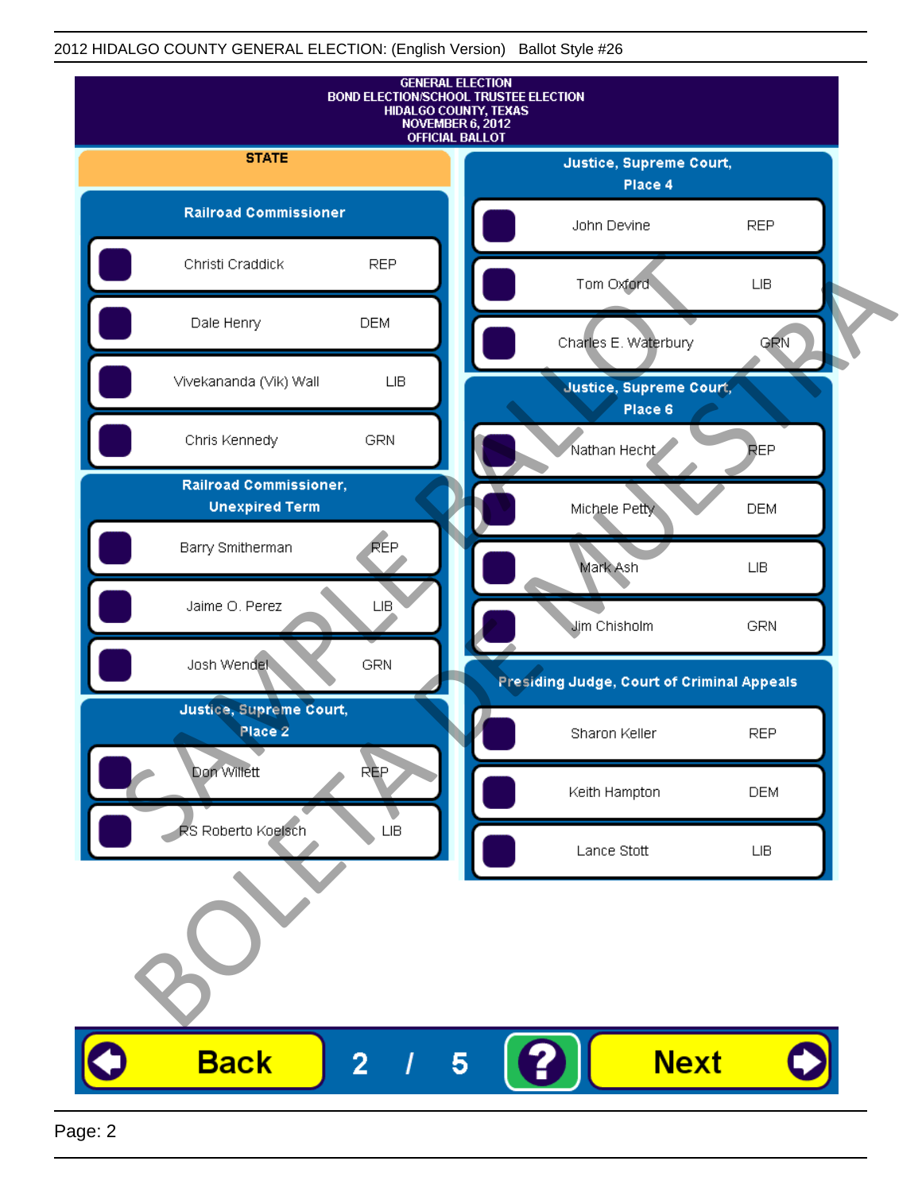GENERAL ELECTION
BOND ELECTION/SCHOOL TRUSTEE ELECTION
HIDALGO COUNTY, TEXAS
NOVEMBER 6, 2012
OFFICIAL BALLOT

## STATE

### Railroad Commissioner

| Candidate | Party |
|---|---|
| Christi Craddick | REP |
| Dale Henry | DEM |
| Vivekananda (Vik) Wall | LIB |
| Chris Kennedy | GRN |

### Railroad Commissioner, Unexpired Term

| Candidate | Party |
|---|---|
| Barry Smitherman | REP |
| Jaime O. Perez | LIB |
| Josh Wendel | GRN |

### Justice, Supreme Court, Place 2

| Candidate | Party |
|---|---|
| Don Willett | REP |
| RS Roberto Koelsch | LIB |

### Justice, Supreme Court, Place 4

| Candidate | Party |
|---|---|
| John Devine | REP |
| Tom Oxford | LIB |
| Charles E. Waterbury | GRN |

### Justice, Supreme Court, Place 6

| Candidate | Party |
|---|---|
| Nathan Hecht | REP |
| Michele Petty | DEM |
| Mark Ash | LIB |
| Jim Chisholm | GRN |

### Presiding Judge, Court of Criminal Appeals

| Candidate | Party |
|---|---|
| Sharon Keller | REP |
| Keith Hampton | DEM |
| Lance Stott | LIB |

SAMPLE BALLOT
BOLETA DE MUESTRA

Back 2 / 5 ? Next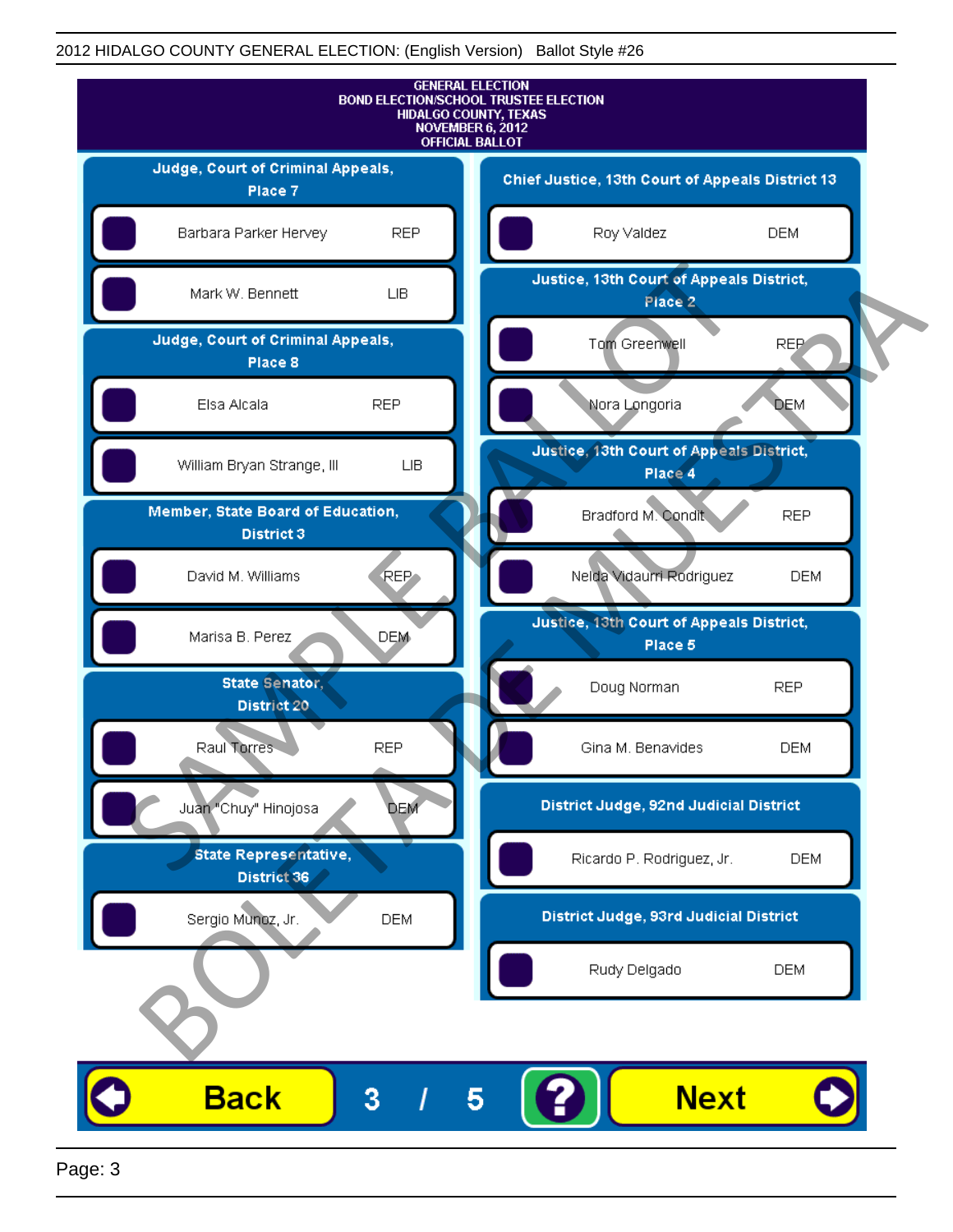2012 HIDALGO COUNTY GENERAL ELECTION: (English Version) Ballot Style #26

GENERAL ELECTION
BOND ELECTION/SCHOOL TRUSTEE ELECTION
HIDALGO COUNTY, TEXAS
NOVEMBER 6, 2012
OFFICIAL BALLOT

SAMPLE BALLOT
BOLETA DE MUESTRA

## Judge, Court of Criminal Appeals, Place 7

- Barbara Parker Hervey REP
- Mark W. Bennett LIB

## Judge, Court of Criminal Appeals, Place 8

- Elsa Alcala REP
- William Bryan Strange, III LIB

## Member, State Board of Education, District 3

- David M. Williams REP
- Marisa B. Perez DEM

## State Senator, District 20

- Raul Torres REP
- Juan "Chuy" Hinojosa DEM

## State Representative, District 36

- Sergio Munoz, Jr. DEM

## Chief Justice, 13th Court of Appeals District 13

- Roy Valdez DEM

## Justice, 13th Court of Appeals District, Place 2

- Tom Greenwell REP
- Nora Longoria DEM

## Justice, 13th Court of Appeals District, Place 4

- Bradford M. Condit REP
- Nelda Vidaurri Rodriguez DEM

## Justice, 13th Court of Appeals District, Place 5

- Doug Norman REP
- Gina M. Benavides DEM

## District Judge, 92nd Judicial District

- Ricardo P. Rodriguez, Jr. DEM

## District Judge, 93rd Judicial District

- Rudy Delgado DEM

Back 3 / 5 ? Next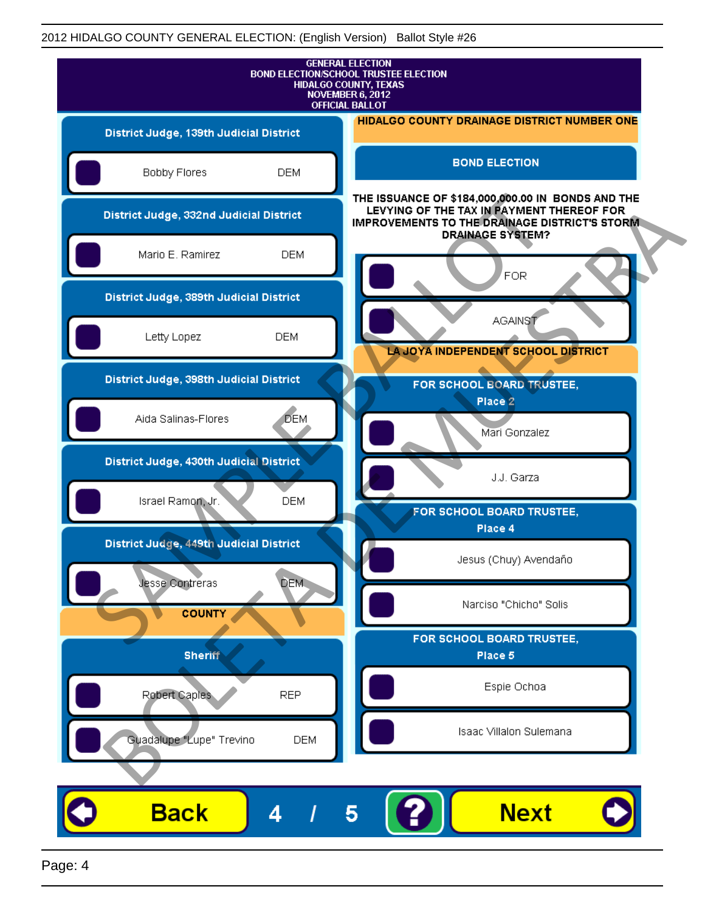GENERAL ELECTION
BOND ELECTION/SCHOOL TRUSTEE ELECTION
HIDALGO COUNTY, TEXAS
NOVEMBER 6, 2012
OFFICIAL BALLOT

### District Judge, 139th Judicial District

- Bobby Flores — DEM

### District Judge, 332nd Judicial District

- Mario E. Ramirez — DEM

### District Judge, 389th Judicial District

- Letty Lopez — DEM

### District Judge, 398th Judicial District

- Aida Salinas-Flores — DEM

### District Judge, 430th Judicial District

- Israel Ramon, Jr. — DEM

### District Judge, 449th Judicial District

- Jesse Contreras — DEM

## COUNTY

### Sheriff

- Robert Caples — REP
- Guadalupe "Lupe" Trevino — DEM

## HIDALGO COUNTY DRAINAGE DISTRICT NUMBER ONE

### BOND ELECTION

THE ISSUANCE OF $184,000,000.00 IN BONDS AND THE LEVYING OF THE TAX IN PAYMENT THEREOF FOR IMPROVEMENTS TO THE DRAINAGE DISTRICT'S STORM DRAINAGE SYSTEM?

- FOR
- AGAINST

## LA JOYA INDEPENDENT SCHOOL DISTRICT

### FOR SCHOOL BOARD TRUSTEE, Place 2

- Mari Gonzalez
- J.J. Garza

### FOR SCHOOL BOARD TRUSTEE, Place 4

- Jesus (Chuy) Avendaño
- Narciso "Chicho" Solis

### FOR SCHOOL BOARD TRUSTEE, Place 5

- Espie Ochoa
- Isaac Villalon Sulemana

SAMPLE BALLOT / BOLETA DE MUESTRA

Back 4 / 5 ? Next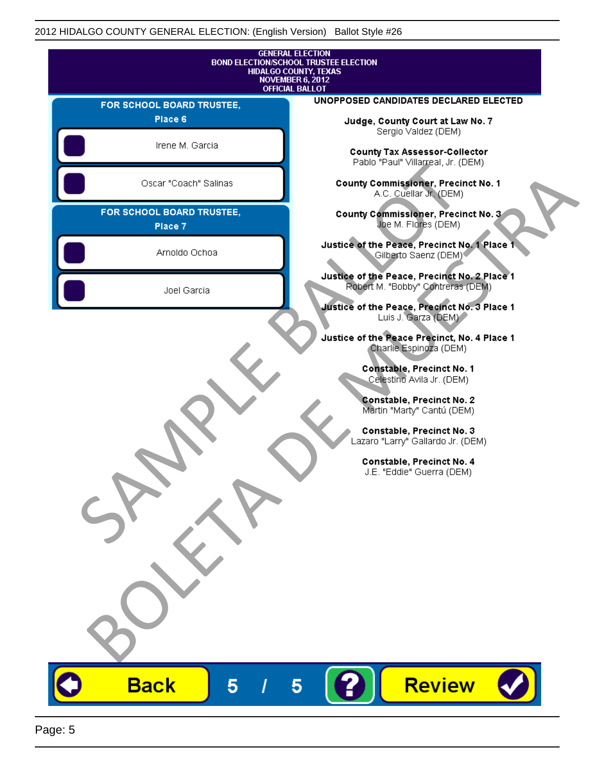GENERAL ELECTION
BOND ELECTION/SCHOOL TRUSTEE ELECTION
HIDALGO COUNTY, TEXAS
NOVEMBER 6, 2012
OFFICIAL BALLOT

## FOR SCHOOL BOARD TRUSTEE, Place 6

- Irene M. Garcia
- Oscar "Coach" Salinas

## FOR SCHOOL BOARD TRUSTEE, Place 7

- Arnoldo Ochoa
- Joel Garcia

## UNOPPOSED CANDIDATES DECLARED ELECTED

**Judge, County Court at Law No. 7**
Sergio Valdez (DEM)

**County Tax Assessor-Collector**
Pablo "Paul" Villarreal, Jr. (DEM)

**County Commissioner, Precinct No. 1**
A.C. Cuellar Jr. (DEM)

**County Commissioner, Precinct No. 3**
Joe M. Flores (DEM)

**Justice of the Peace, Precinct No. 1 Place 1**
Gilberto Saenz (DEM)

**Justice of the Peace, Precinct No. 2 Place 1**
Robert M. "Bobby" Contreras (DEM)

**Justice of the Peace, Precinct No. 3 Place 1**
Luis J. Garza (DEM)

**Justice of the Peace Precinct, No. 4 Place 1**
Charlie Espinoza (DEM)

**Constable, Precinct No. 1**
Celestino Avila Jr. (DEM)

**Constable, Precinct No. 2**
Martin "Marty" Cantú (DEM)

**Constable, Precinct No. 3**
Lazaro "Larry" Gallardo Jr. (DEM)

**Constable, Precinct No. 4**
J.E. "Eddie" Guerra (DEM)

SAMPLE BALLOT
BOLETA DE MUESTRA

Back 5 / 5 ? Review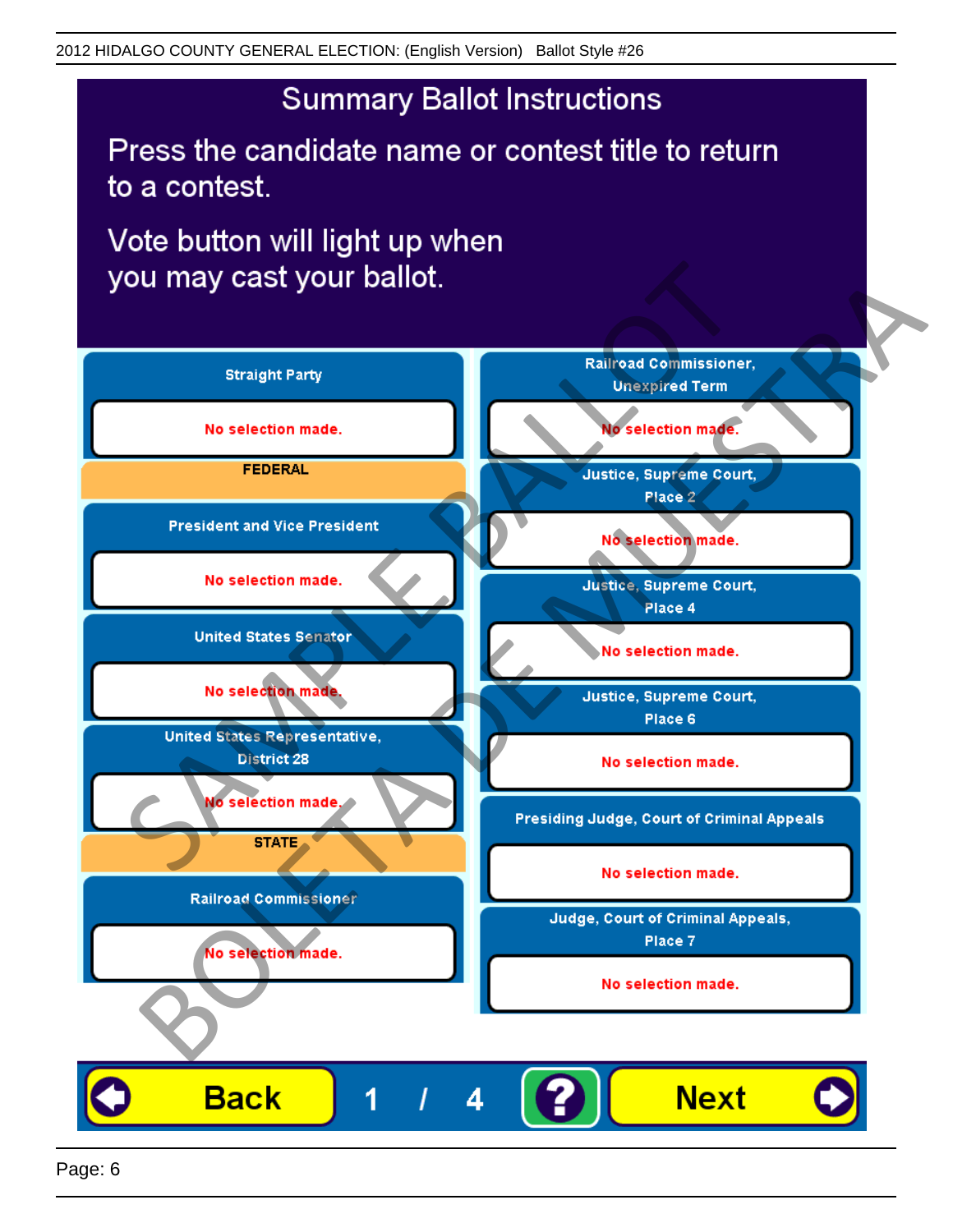# Summary Ballot Instructions

Press the candidate name or contest title to return to a contest.

Vote button will light up when you may cast your ballot.

**Straight Party**

No selection made.

**FEDERAL**

**President and Vice President**

No selection made.

**United States Senator**

No selection made.

**United States Representative, District 28**

No selection made.

**STATE**

**Railroad Commissioner**

No selection made.

**Railroad Commissioner, Unexpired Term**

No selection made.

**Justice, Supreme Court, Place 2**

No selection made.

**Justice, Supreme Court, Place 4**

No selection made.

**Justice, Supreme Court, Place 6**

No selection made.

**Presiding Judge, Court of Criminal Appeals**

No selection made.

**Judge, Court of Criminal Appeals, Place 7**

No selection made.

Back | 1 / 4 | ? | Next

SAMPLE BALLOT
BOLETA DE MUESTRA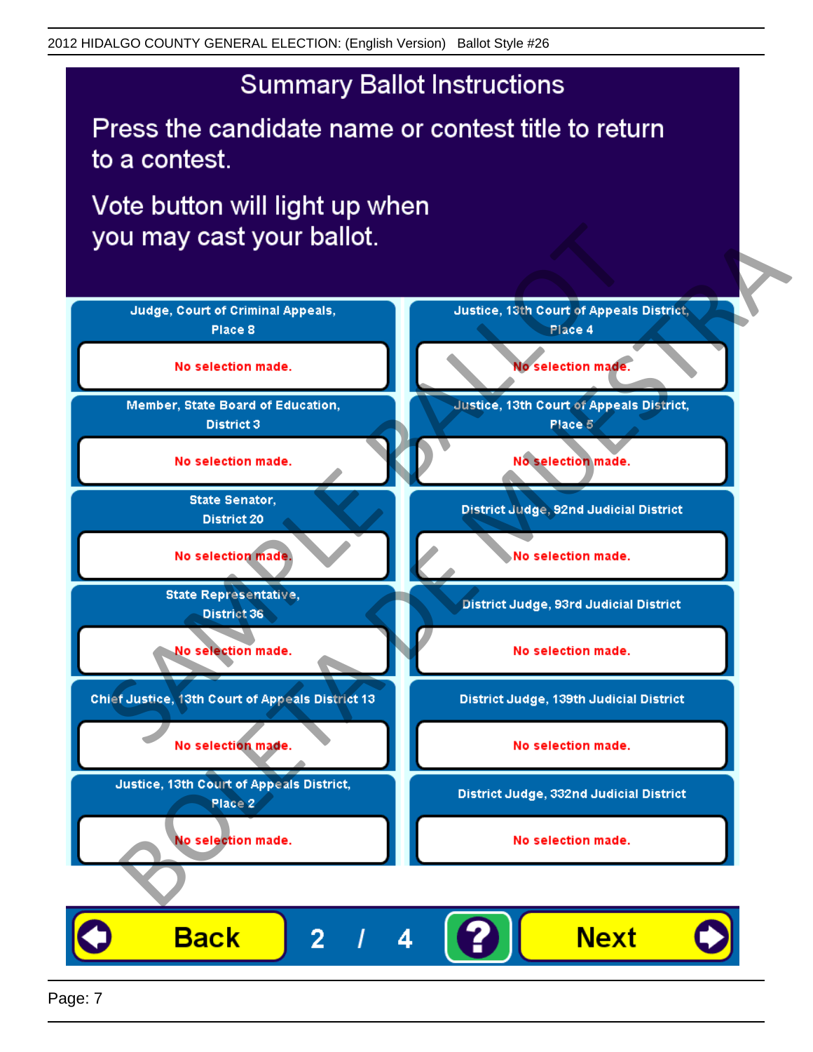2012 HIDALGO COUNTY GENERAL ELECTION: (English Version) Ballot Style #26

# Summary Ballot Instructions

Press the candidate name or contest title to return to a contest.

Vote button will light up when you may cast your ballot.

| Contest | Selection |
| --- | --- |
| Judge, Court of Criminal Appeals, Place 8 | No selection made. |
| Member, State Board of Education, District 3 | No selection made. |
| State Senator, District 20 | No selection made. |
| State Representative, District 36 | No selection made. |
| Chief Justice, 13th Court of Appeals District 13 | No selection made. |
| Justice, 13th Court of Appeals District, Place 2 | No selection made. |
| Justice, 13th Court of Appeals District, Place 4 | No selection made. |
| Justice, 13th Court of Appeals District, Place 5 | No selection made. |
| District Judge, 92nd Judicial District | No selection made. |
| District Judge, 93rd Judicial District | No selection made. |
| District Judge, 139th Judicial District | No selection made. |
| District Judge, 332nd Judicial District | No selection made. |

Back 2 / 4 ? Next

SAMPLE BALLOT BOLETA DE MUESTRA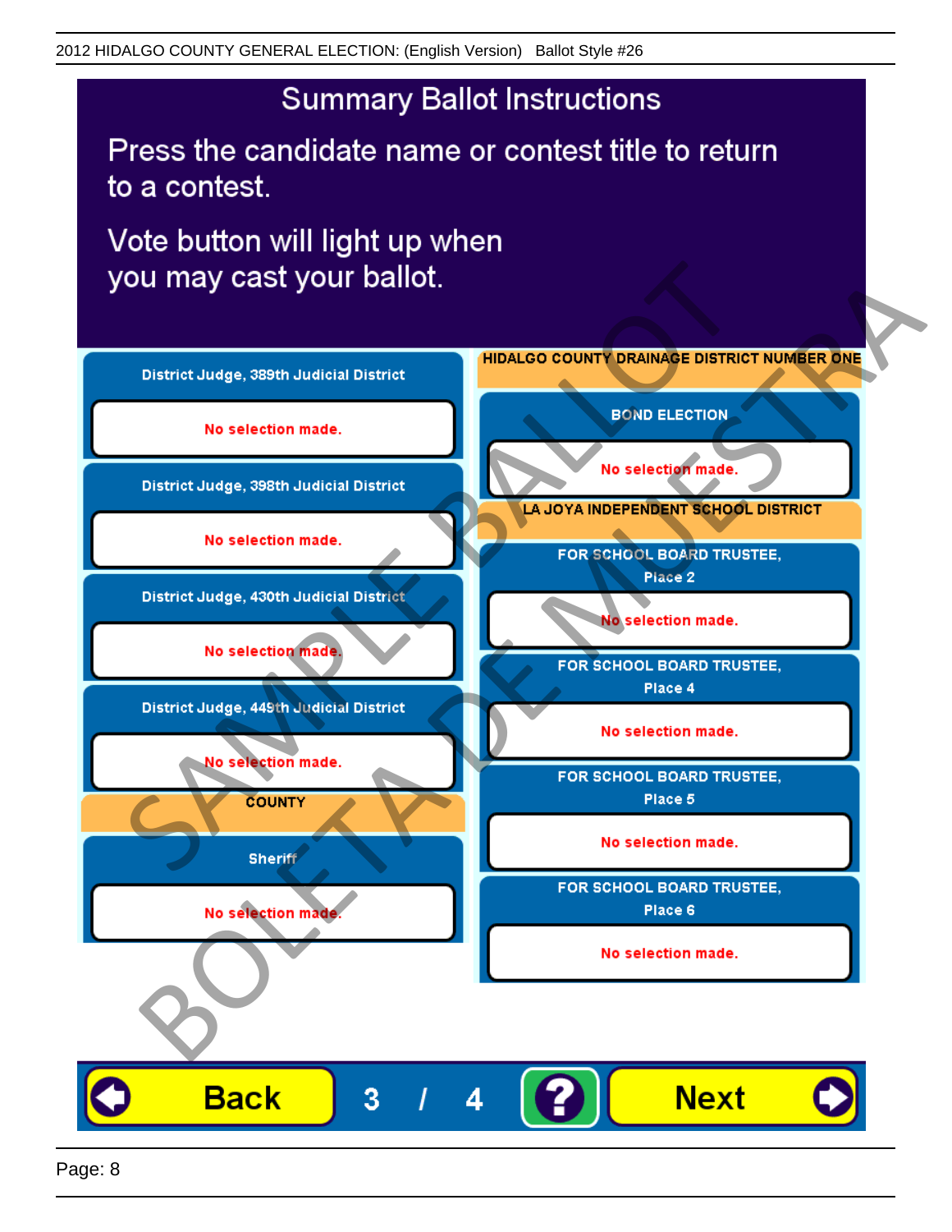2012 HIDALGO COUNTY GENERAL ELECTION: (English Version) Ballot Style #26

# Summary Ballot Instructions

Press the candidate name or contest title to return to a contest.

Vote button will light up when you may cast your ballot.

**District Judge, 389th Judicial District**

No selection made.

**District Judge, 398th Judicial District**

No selection made.

**District Judge, 430th Judicial District**

No selection made.

**District Judge, 449th Judicial District**

No selection made.

**COUNTY**

**Sheriff**

No selection made.

**HIDALGO COUNTY DRAINAGE DISTRICT NUMBER ONE**

**BOND ELECTION**

No selection made.

**LA JOYA INDEPENDENT SCHOOL DISTRICT**

**FOR SCHOOL BOARD TRUSTEE, Place 2**

No selection made.

**FOR SCHOOL BOARD TRUSTEE, Place 4**

No selection made.

**FOR SCHOOL BOARD TRUSTEE, Place 5**

No selection made.

**FOR SCHOOL BOARD TRUSTEE, Place 6**

No selection made.

Back 3 / 4 ? Next

SAMPLE BALLOT
BOLETA DE MUESTRA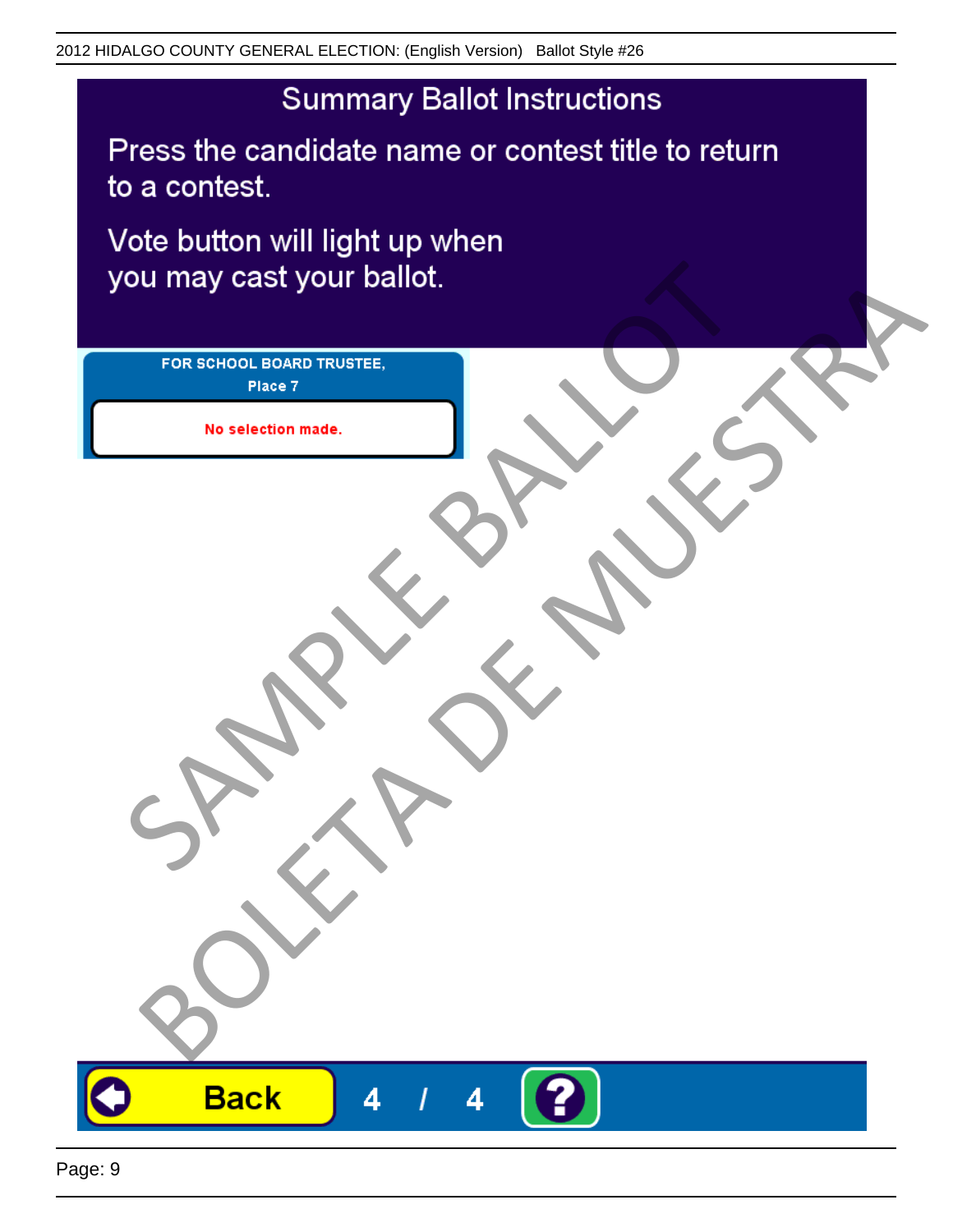## Summary Ballot Instructions

Press the candidate name or contest title to return to a contest.

Vote button will light up when you may cast your ballot.

**FOR SCHOOL BOARD TRUSTEE, Place 7**

**No selection made.**

SAMPLE BALLOT

BOLETA DE MUESTRA

**Back** **4 / 4** **?**